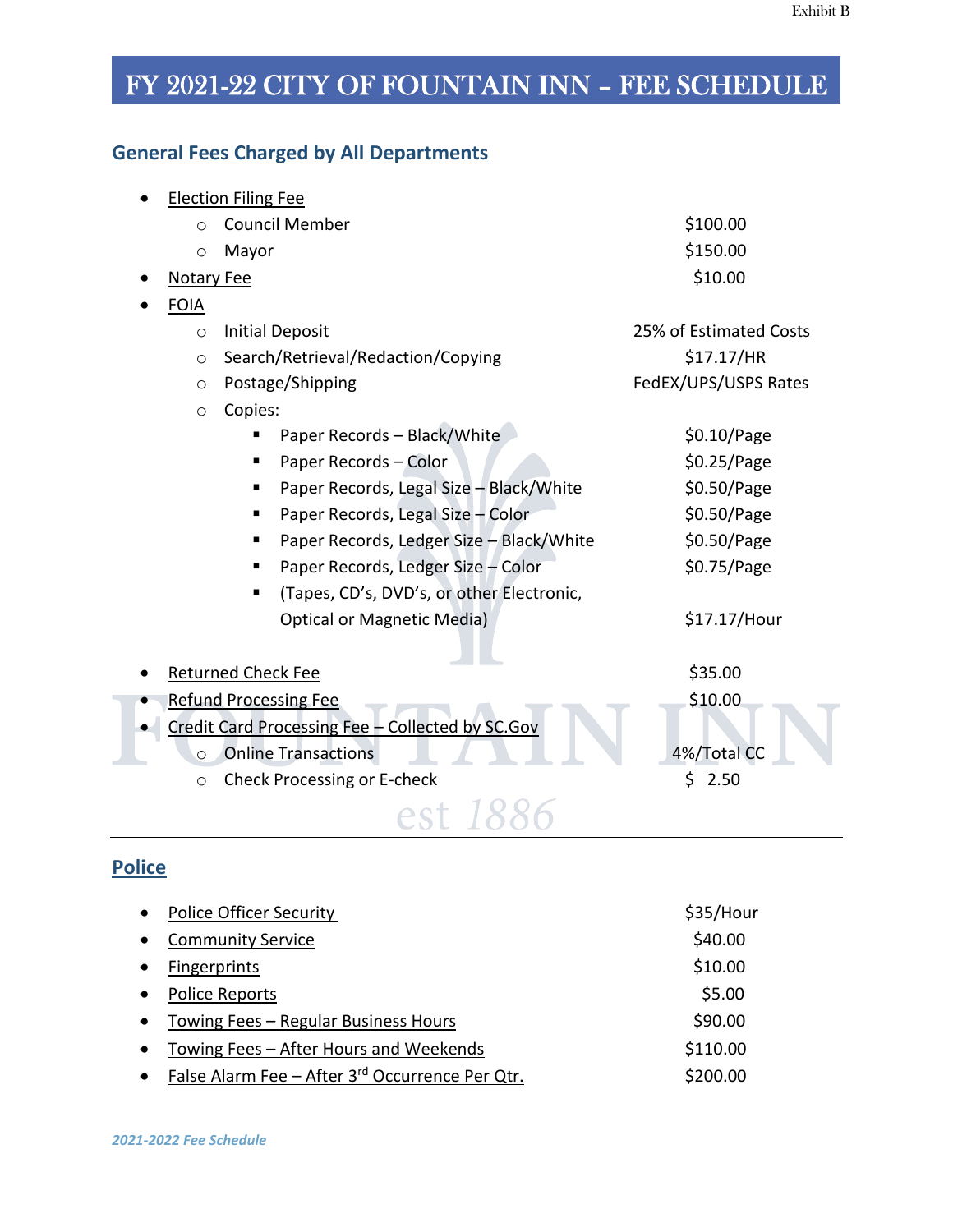Exhibit B

# FY 2021-22 CITY OF FOUNTAIN INN – FEE SCHEDULE

## General Fees Charged by All Departments

- Election Filing Fee
  - Council Member — $100.00
  - Mayor — $150.00
- Notary Fee — $10.00
- FOIA
  - Initial Deposit — 25% of Estimated Costs
  - Search/Retrieval/Redaction/Copying — $17.17/HR
  - Postage/Shipping — FedEX/UPS/USPS Rates
  - Copies:
    - Paper Records – Black/White — $0.10/Page
    - Paper Records – Color — $0.25/Page
    - Paper Records, Legal Size – Black/White — $0.50/Page
    - Paper Records, Legal Size – Color — $0.50/Page
    - Paper Records, Ledger Size – Black/White — $0.50/Page
    - Paper Records, Ledger Size – Color — $0.75/Page
    - (Tapes, CD's, DVD's, or other Electronic, Optical or Magnetic Media) — $17.17/Hour
- Returned Check Fee — $35.00
- Refund Processing Fee — $10.00
- Credit Card Processing Fee – Collected by SC.Gov
  - Online Transactions — 4%/Total CC
  - Check Processing or E-check — $ 2.50

## Police

- Police Officer Security — $35/Hour
- Community Service — $40.00
- Fingerprints — $10.00
- Police Reports — $5.00
- Towing Fees – Regular Business Hours — $90.00
- Towing Fees – After Hours and Weekends — $110.00
- False Alarm Fee – After 3rd Occurrence Per Qtr. — $200.00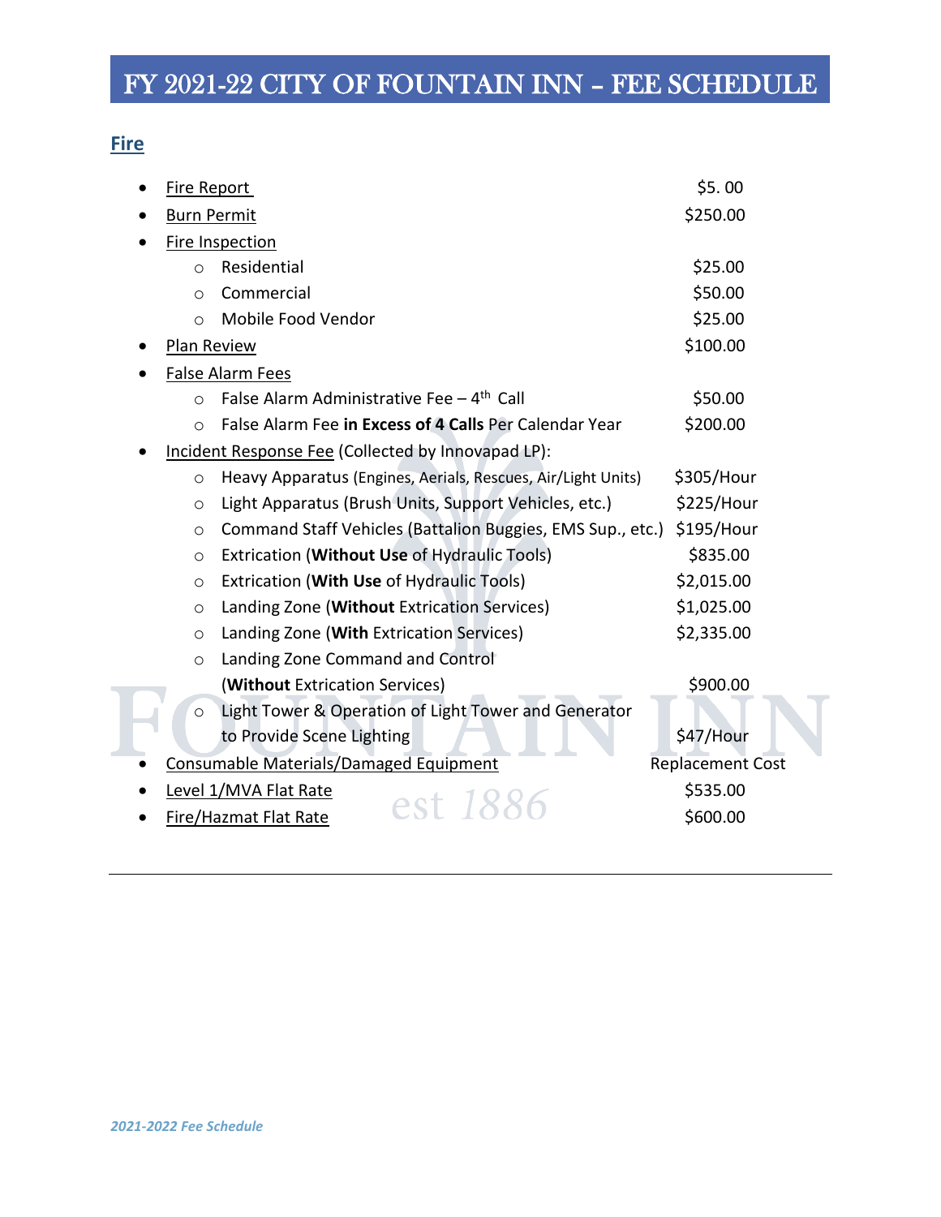# FY 2021-22 CITY OF FOUNTAIN INN – FEE SCHEDULE

## Fire

- Fire Report — $5. 00
- Burn Permit — $250.00
- Fire Inspection
  - Residential — $25.00
  - Commercial — $50.00
  - Mobile Food Vendor — $25.00
- Plan Review — $100.00
- False Alarm Fees
  - False Alarm Administrative Fee – 4th Call — $50.00
  - False Alarm Fee **in Excess of 4 Calls** Per Calendar Year — $200.00
- Incident Response Fee (Collected by Innovapad LP):
  - Heavy Apparatus (Engines, Aerials, Rescues, Air/Light Units) — $305/Hour
  - Light Apparatus (Brush Units, Support Vehicles, etc.) — $225/Hour
  - Command Staff Vehicles (Battalion Buggies, EMS Sup., etc.) — $195/Hour
  - Extrication (**Without Use** of Hydraulic Tools) — $835.00
  - Extrication (**With Use** of Hydraulic Tools) — $2,015.00
  - Landing Zone (**Without** Extrication Services) — $1,025.00
  - Landing Zone (**With** Extrication Services) — $2,335.00
  - Landing Zone Command and Control (**Without** Extrication Services) — $900.00
  - Light Tower & Operation of Light Tower and Generator to Provide Scene Lighting — $47/Hour
- Consumable Materials/Damaged Equipment — Replacement Cost
- Level 1/MVA Flat Rate — $535.00
- Fire/Hazmat Flat Rate — $600.00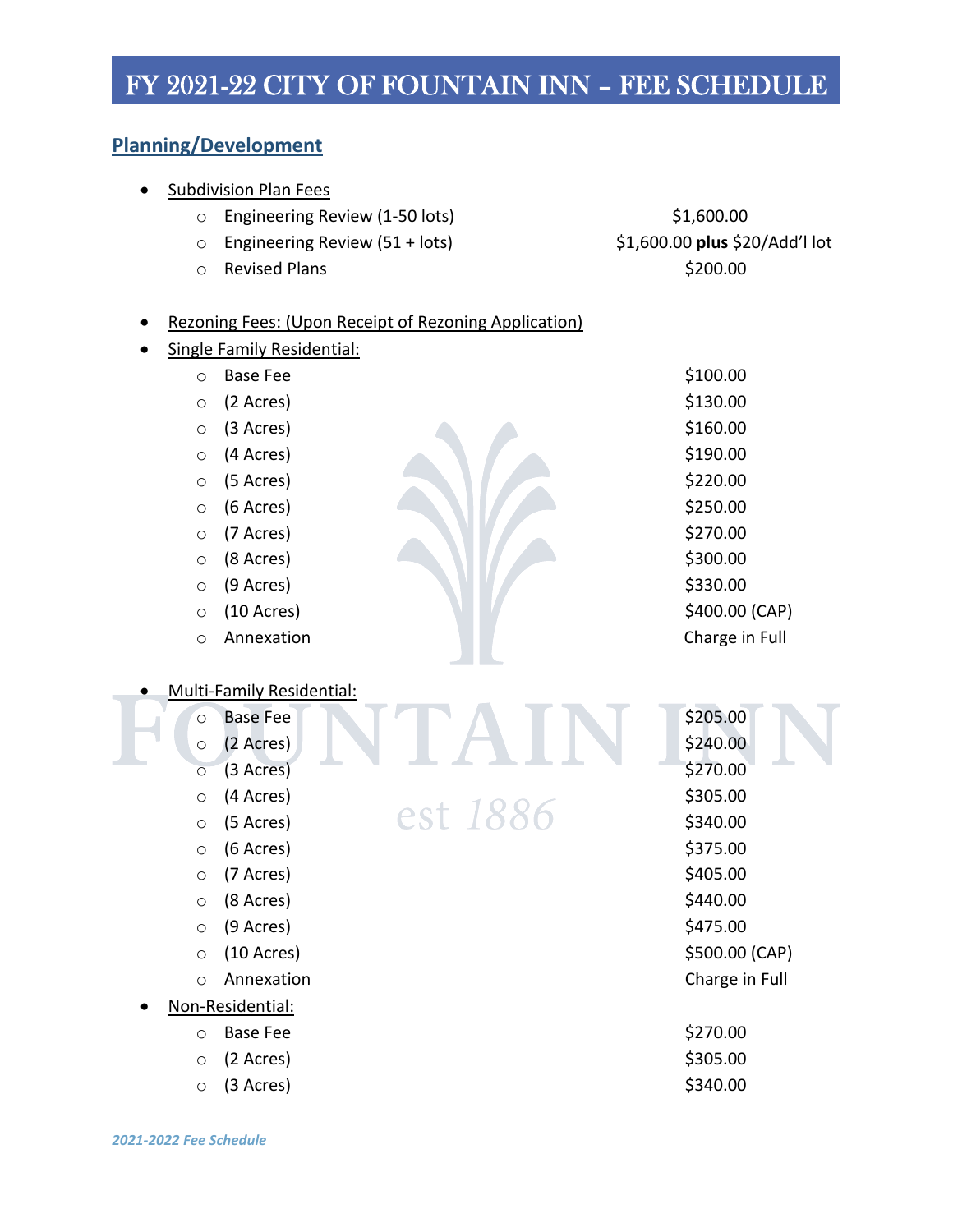# FY 2021-22 CITY OF FOUNTAIN INN – FEE SCHEDULE

## Planning/Development

- Subdivision Plan Fees
  - Engineering Review (1-50 lots) — $1,600.00
  - Engineering Review (51 + lots) — $1,600.00 **plus** $20/Add'l lot
  - Revised Plans — $200.00

- Rezoning Fees: (Upon Receipt of Rezoning Application)
- Single Family Residential:
  - Base Fee — $100.00
  - (2 Acres) — $130.00
  - (3 Acres) — $160.00
  - (4 Acres) — $190.00
  - (5 Acres) — $220.00
  - (6 Acres) — $250.00
  - (7 Acres) — $270.00
  - (8 Acres) — $300.00
  - (9 Acres) — $330.00
  - (10 Acres) — $400.00 (CAP)
  - Annexation — Charge in Full

- Multi-Family Residential:
  - Base Fee — $205.00
  - (2 Acres) — $240.00
  - (3 Acres) — $270.00
  - (4 Acres) — $305.00
  - (5 Acres) — $340.00
  - (6 Acres) — $375.00
  - (7 Acres) — $405.00
  - (8 Acres) — $440.00
  - (9 Acres) — $475.00
  - (10 Acres) — $500.00 (CAP)
  - Annexation — Charge in Full
- Non-Residential:
  - Base Fee — $270.00
  - (2 Acres) — $305.00
  - (3 Acres) — $340.00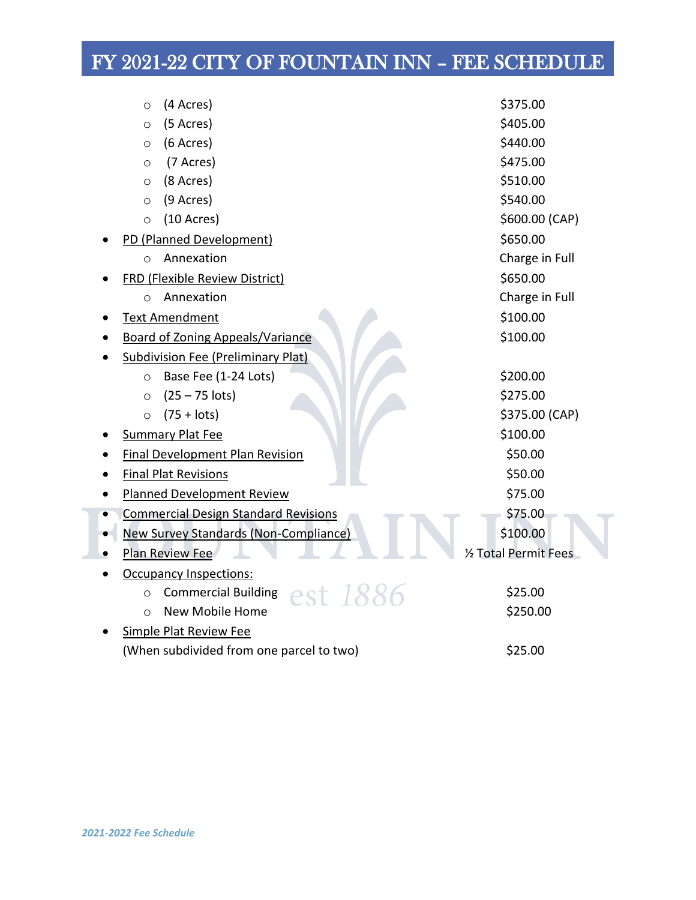# FY 2021-22 CITY OF FOUNTAIN INN – FEE SCHEDULE

- (4 Acres) — $375.00
- (5 Acres) — $405.00
- (6 Acres) — $440.00
- (7 Acres) — $475.00
- (8 Acres) — $510.00
- (9 Acres) — $540.00
- (10 Acres) — $600.00 (CAP)

| Item | Fee |
|---|---|
| PD (Planned Development) | $650.00 |
| ○ Annexation | Charge in Full |
| FRD (Flexible Review District) | $650.00 |
| ○ Annexation | Charge in Full |
| Text Amendment | $100.00 |
| Board of Zoning Appeals/Variance | $100.00 |
| Subdivision Fee (Preliminary Plat) | |
| ○ Base Fee (1-24 Lots) | $200.00 |
| ○ (25 – 75 lots) | $275.00 |
| ○ (75 + lots) | $375.00 (CAP) |
| Summary Plat Fee | $100.00 |
| Final Development Plan Revision | $50.00 |
| Final Plat Revisions | $50.00 |
| Planned Development Review | $75.00 |
| Commercial Design Standard Revisions | $75.00 |
| New Survey Standards (Non-Compliance) | $100.00 |
| Plan Review Fee | ½ Total Permit Fees |
| Occupancy Inspections: | |
| ○ Commercial Building | $25.00 |
| ○ New Mobile Home | $250.00 |
| Simple Plat Review Fee (When subdivided from one parcel to two) | $25.00 |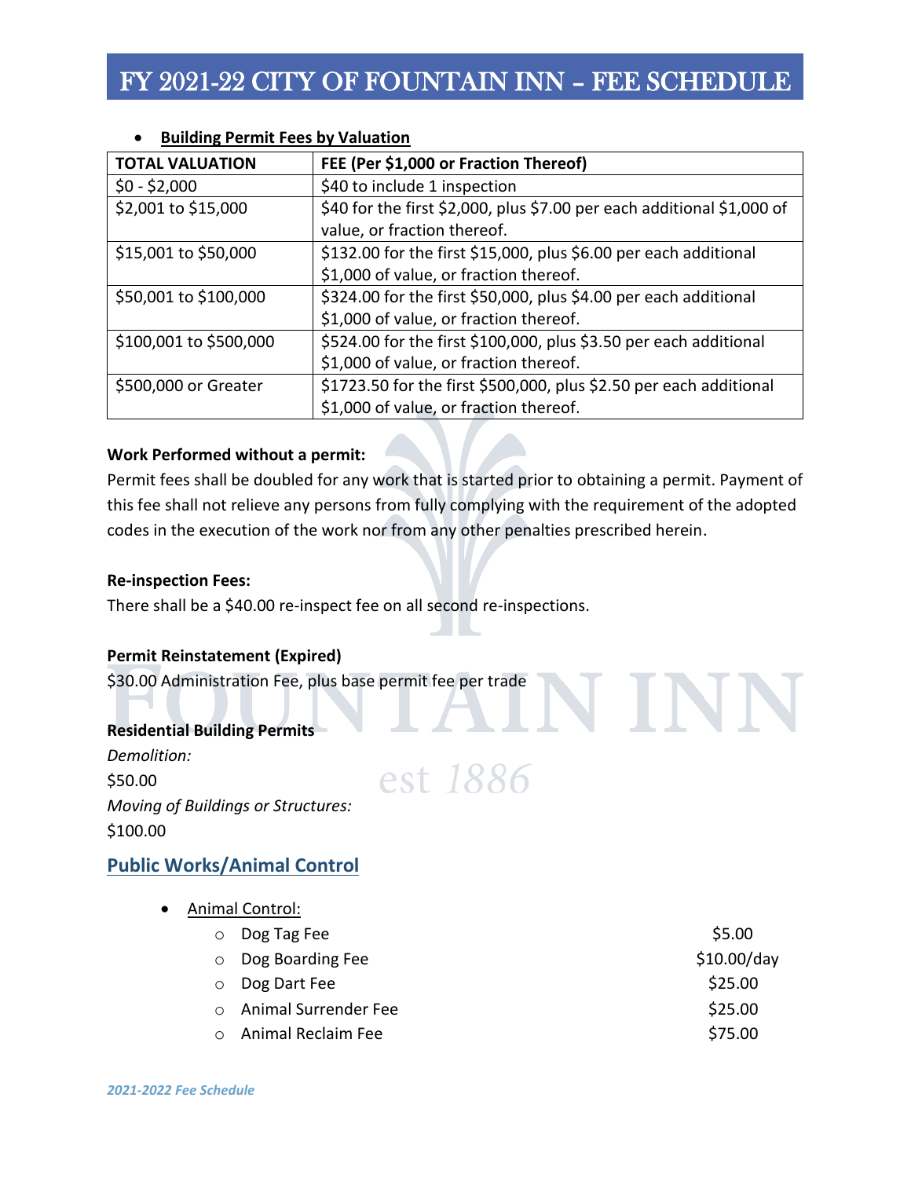- **Building Permit Fees by Valuation**

| TOTAL VALUATION | FEE (Per $1,000 or Fraction Thereof) |
|---|---|
| $0 - $2,000 | $40 to include 1 inspection |
| $2,001 to $15,000 | $40 for the first $2,000, plus $7.00 per each additional $1,000 of value, or fraction thereof. |
| $15,001 to $50,000 | $132.00 for the first $15,000, plus $6.00 per each additional $1,000 of value, or fraction thereof. |
| $50,001 to $100,000 | $324.00 for the first $50,000, plus $4.00 per each additional $1,000 of value, or fraction thereof. |
| $100,001 to $500,000 | $524.00 for the first $100,000, plus $3.50 per each additional $1,000 of value, or fraction thereof. |
| $500,000 or Greater | $1723.50 for the first $500,000, plus $2.50 per each additional $1,000 of value, or fraction thereof. |

**Work Performed without a permit:**

Permit fees shall be doubled for any work that is started prior to obtaining a permit. Payment of this fee shall not relieve any persons from fully complying with the requirement of the adopted codes in the execution of the work nor from any other penalties prescribed herein.

**Re-inspection Fees:**

There shall be a $40.00 re-inspect fee on all second re-inspections.

**Permit Reinstatement (Expired)**

$30.00 Administration Fee, plus base permit fee per trade

**Residential Building Permits**

*Demolition:*

$50.00

*Moving of Buildings or Structures:*

$100.00

## Public Works/Animal Control

- Animal Control:
  - Dog Tag Fee — $5.00
  - Dog Boarding Fee — $10.00/day
  - Dog Dart Fee — $25.00
  - Animal Surrender Fee — $25.00
  - Animal Reclaim Fee — $75.00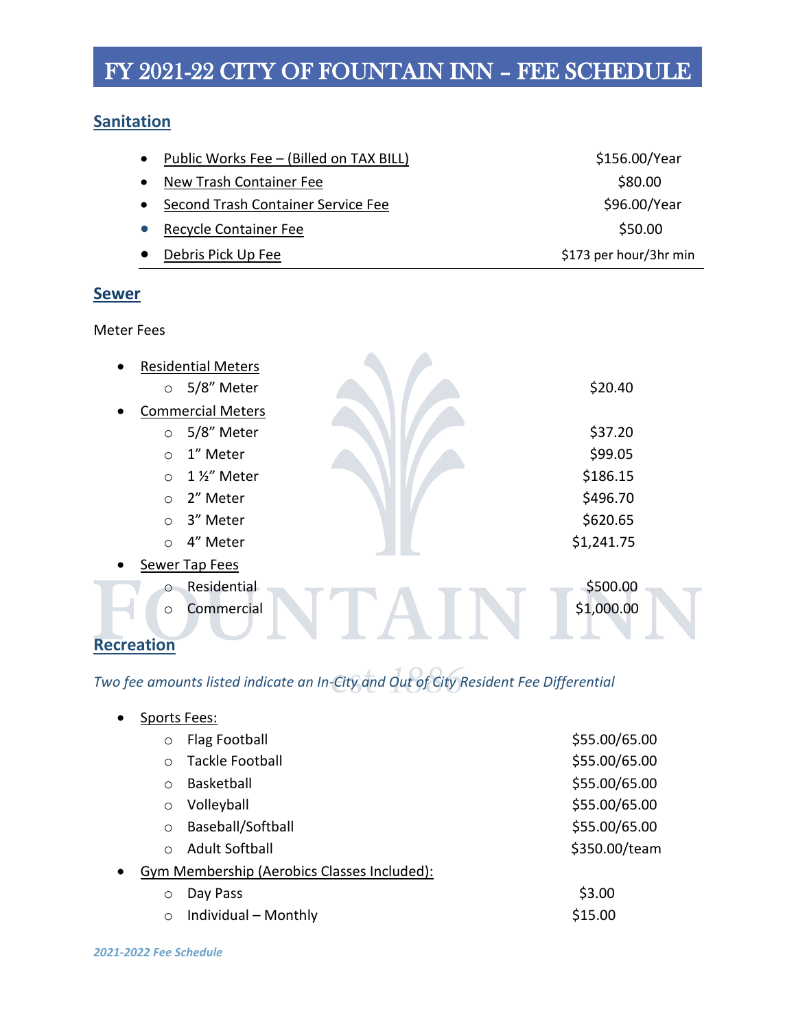# FY 2021-22 CITY OF FOUNTAIN INN – FEE SCHEDULE

## Sanitation

| Fee | Amount |
|---|---|
| Public Works Fee – (Billed on TAX BILL) | $156.00/Year |
| New Trash Container Fee | $80.00 |
| Second Trash Container Service Fee | $96.00/Year |
| Recycle Container Fee | $50.00 |
| Debris Pick Up Fee | $173 per hour/3hr min |

## Sewer

Meter Fees

- Residential Meters
  - 5/8" Meter — $20.40
- Commercial Meters
  - 5/8" Meter — $37.20
  - 1" Meter — $99.05
  - 1 ½" Meter — $186.15
  - 2" Meter — $496.70
  - 3" Meter — $620.65
  - 4" Meter — $1,241.75
- Sewer Tap Fees
  - Residential — $500.00
  - Commercial — $1,000.00

## Recreation

*Two fee amounts listed indicate an In-City and Out of City Resident Fee Differential*

- Sports Fees:
  - Flag Football — $55.00/65.00
  - Tackle Football — $55.00/65.00
  - Basketball — $55.00/65.00
  - Volleyball — $55.00/65.00
  - Baseball/Softball — $55.00/65.00
  - Adult Softball — $350.00/team
- Gym Membership (Aerobics Classes Included):
  - Day Pass — $3.00
  - Individual – Monthly — $15.00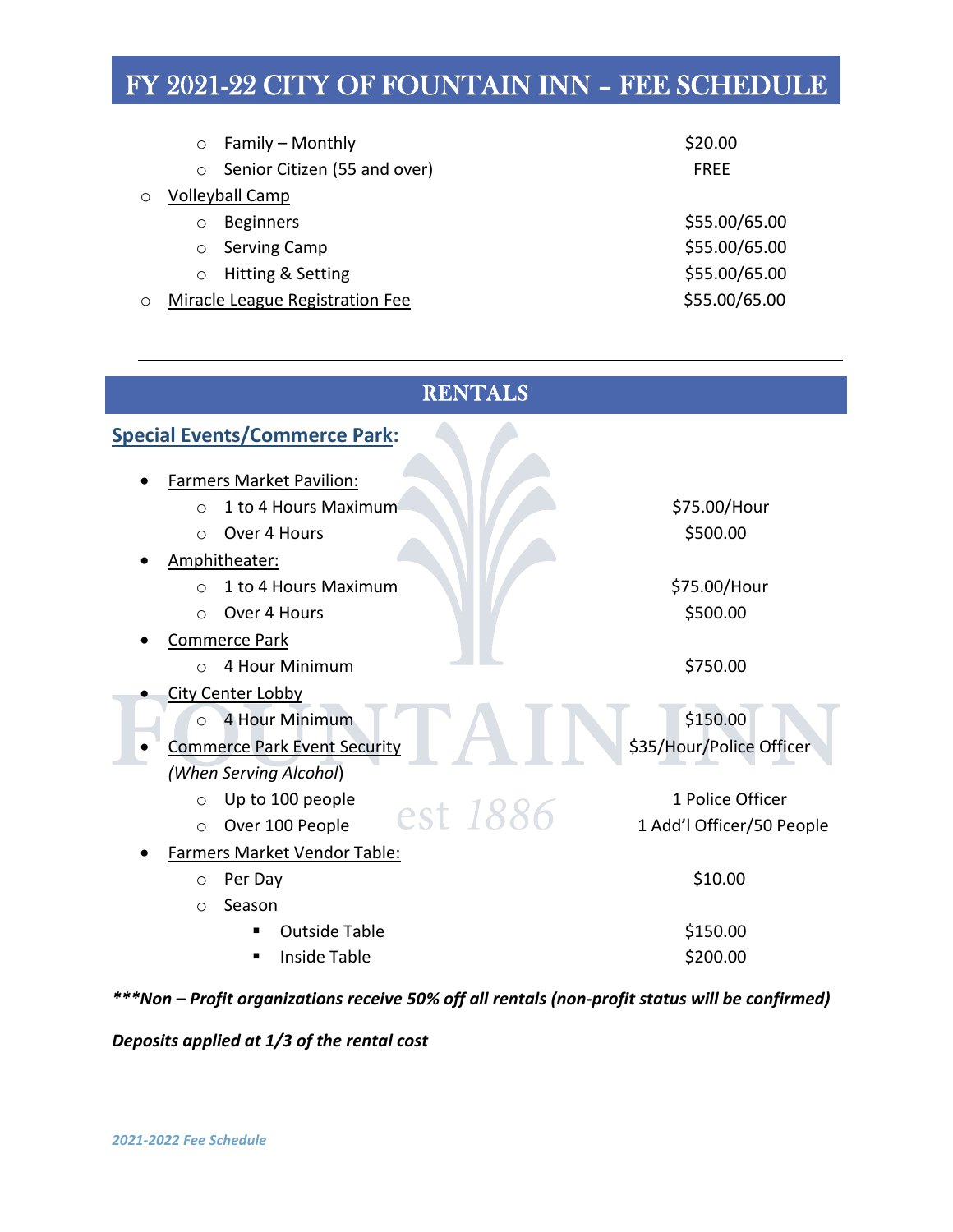# FY 2021-22 CITY OF FOUNTAIN INN – FEE SCHEDULE

| | |
|---|---|
| ○ Family – Monthly | $20.00 |
| ○ Senior Citizen (55 and over) | FREE |
| ○ Volleyball Camp | |
| ○ Beginners | $55.00/65.00 |
| ○ Serving Camp | $55.00/65.00 |
| ○ Hitting & Setting | $55.00/65.00 |
| ○ Miracle League Registration Fee | $55.00/65.00 |

---

## RENTALS

### Special Events/Commerce Park:

| | |
|---|---|
| • Farmers Market Pavilion: | |
| ○ 1 to 4 Hours Maximum | $75.00/Hour |
| ○ Over 4 Hours | $500.00 |
| • Amphitheater: | |
| ○ 1 to 4 Hours Maximum | $75.00/Hour |
| ○ Over 4 Hours | $500.00 |
| • Commerce Park | |
| ○ 4 Hour Minimum | $750.00 |
| • City Center Lobby | |
| ○ 4 Hour Minimum | $150.00 |
| • Commerce Park Event Security *(When Serving Alcohol)* | $35/Hour/Police Officer |
| ○ Up to 100 people | 1 Police Officer |
| ○ Over 100 People | 1 Add'l Officer/50 People |
| • Farmers Market Vendor Table: | |
| ○ Per Day | $10.00 |
| ○ Season | |
| ▪ Outside Table | $150.00 |
| ▪ Inside Table | $200.00 |

***\*\*\*Non – Profit organizations receive 50% off all rentals (non-profit status will be confirmed)***

***Deposits applied at 1/3 of the rental cost***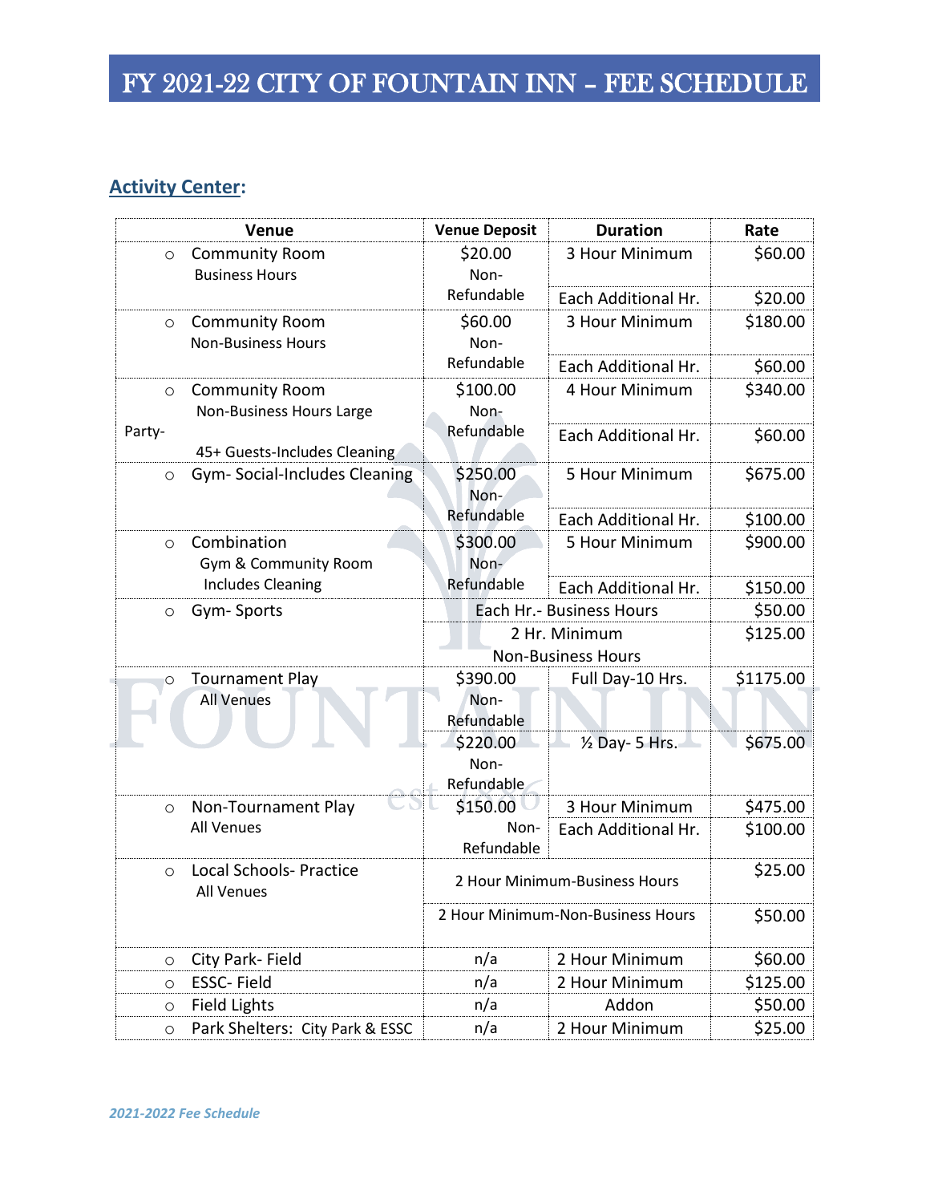// FY 2021-22 CITY OF FOUNTAIN INN – FEE SCHEDULE

## Activity Center:

| Venue | Venue Deposit | Duration | Rate |
|---|---|---|---|
| Community Room Business Hours | $20.00 Non-Refundable | 3 Hour Minimum | $60.00 |
| | | Each Additional Hr. | $20.00 |
| Community Room Non-Business Hours | $60.00 Non-Refundable | 3 Hour Minimum | $180.00 |
| | | Each Additional Hr. | $60.00 |
| Community Room Non-Business Hours Large Party- 45+ Guests-Includes Cleaning | $100.00 Non-Refundable | 4 Hour Minimum | $340.00 |
| | | Each Additional Hr. | $60.00 |
| Gym- Social-Includes Cleaning | $250.00 Non-Refundable | 5 Hour Minimum | $675.00 |
| | | Each Additional Hr. | $100.00 |
| Combination Gym & Community Room Includes Cleaning | $300.00 Non-Refundable | 5 Hour Minimum | $900.00 |
| | | Each Additional Hr. | $150.00 |
| Gym- Sports | Each Hr.- Business Hours | | $50.00 |
| | 2 Hr. Minimum Non-Business Hours | | $125.00 |
| Tournament Play All Venues | $390.00 Non-Refundable | Full Day-10 Hrs. | $1175.00 |
| | $220.00 Non-Refundable | ½ Day- 5 Hrs. | $675.00 |
| Non-Tournament Play All Venues | $150.00 Non-Refundable | 3 Hour Minimum | $475.00 |
| | | Each Additional Hr. | $100.00 |
| Local Schools- Practice All Venues | 2 Hour Minimum-Business Hours | | $25.00 |
| | 2 Hour Minimum-Non-Business Hours | | $50.00 |
| City Park- Field | n/a | 2 Hour Minimum | $60.00 |
| ESSC- Field | n/a | 2 Hour Minimum | $125.00 |
| Field Lights | n/a | Addon | $50.00 |
| Park Shelters: City Park & ESSC | n/a | 2 Hour Minimum | $25.00 |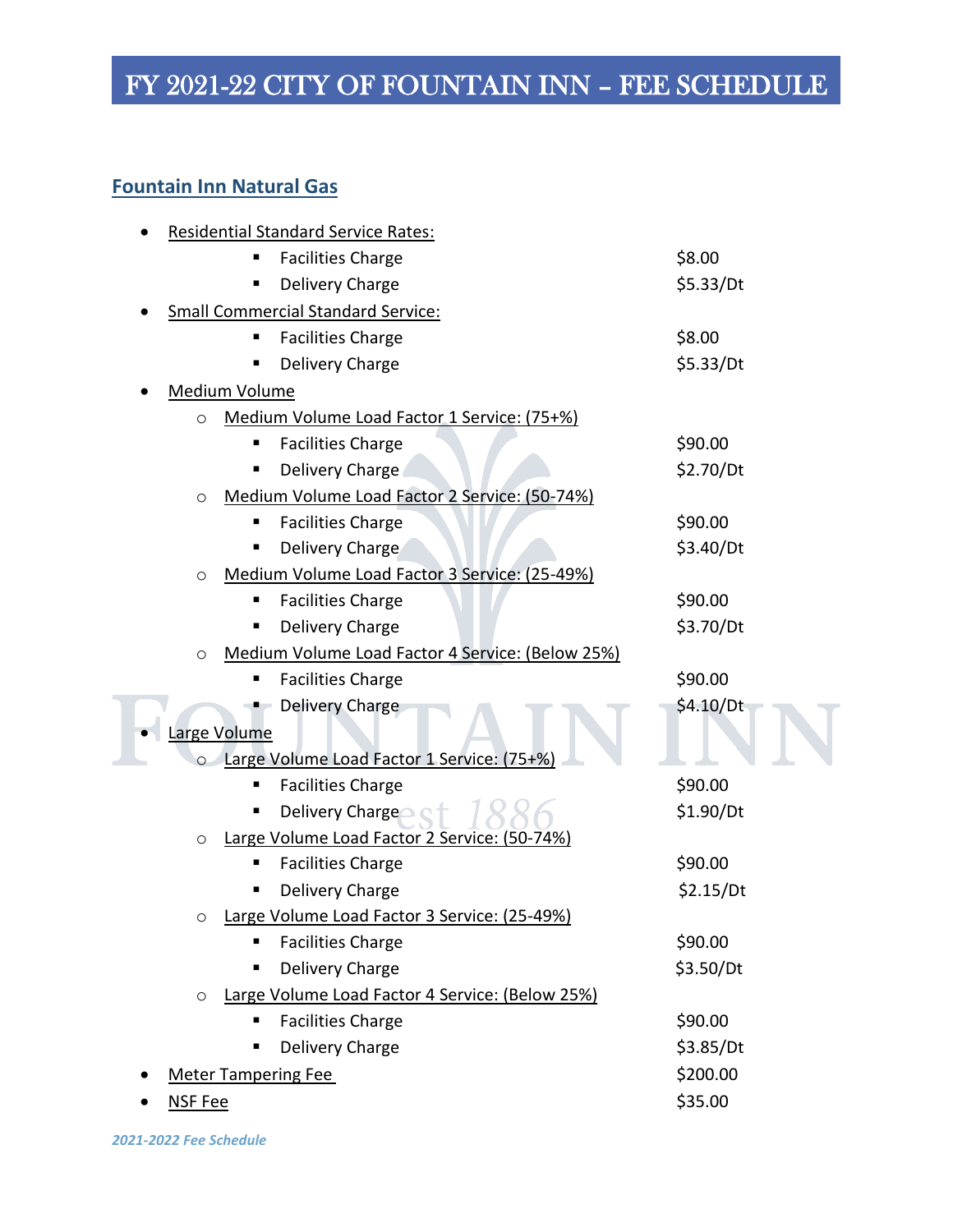# FY 2021-22 CITY OF FOUNTAIN INN – FEE SCHEDULE

## Fountain Inn Natural Gas

- Residential Standard Service Rates:
  - Facilities Charge — $8.00
  - Delivery Charge — $5.33/Dt
- Small Commercial Standard Service:
  - Facilities Charge — $8.00
  - Delivery Charge — $5.33/Dt
- Medium Volume
  - Medium Volume Load Factor 1 Service: (75+%)
    - Facilities Charge — $90.00
    - Delivery Charge — $2.70/Dt
  - Medium Volume Load Factor 2 Service: (50-74%)
    - Facilities Charge — $90.00
    - Delivery Charge — $3.40/Dt
  - Medium Volume Load Factor 3 Service: (25-49%)
    - Facilities Charge — $90.00
    - Delivery Charge — $3.70/Dt
  - Medium Volume Load Factor 4 Service: (Below 25%)
    - Facilities Charge — $90.00
    - Delivery Charge — $4.10/Dt
- Large Volume
  - Large Volume Load Factor 1 Service: (75+%)
    - Facilities Charge — $90.00
    - Delivery Charge — $1.90/Dt
  - Large Volume Load Factor 2 Service: (50-74%)
    - Facilities Charge — $90.00
    - Delivery Charge — $2.15/Dt
  - Large Volume Load Factor 3 Service: (25-49%)
    - Facilities Charge — $90.00
    - Delivery Charge — $3.50/Dt
  - Large Volume Load Factor 4 Service: (Below 25%)
    - Facilities Charge — $90.00
    - Delivery Charge — $3.85/Dt
- Meter Tampering Fee — $200.00
- NSF Fee — $35.00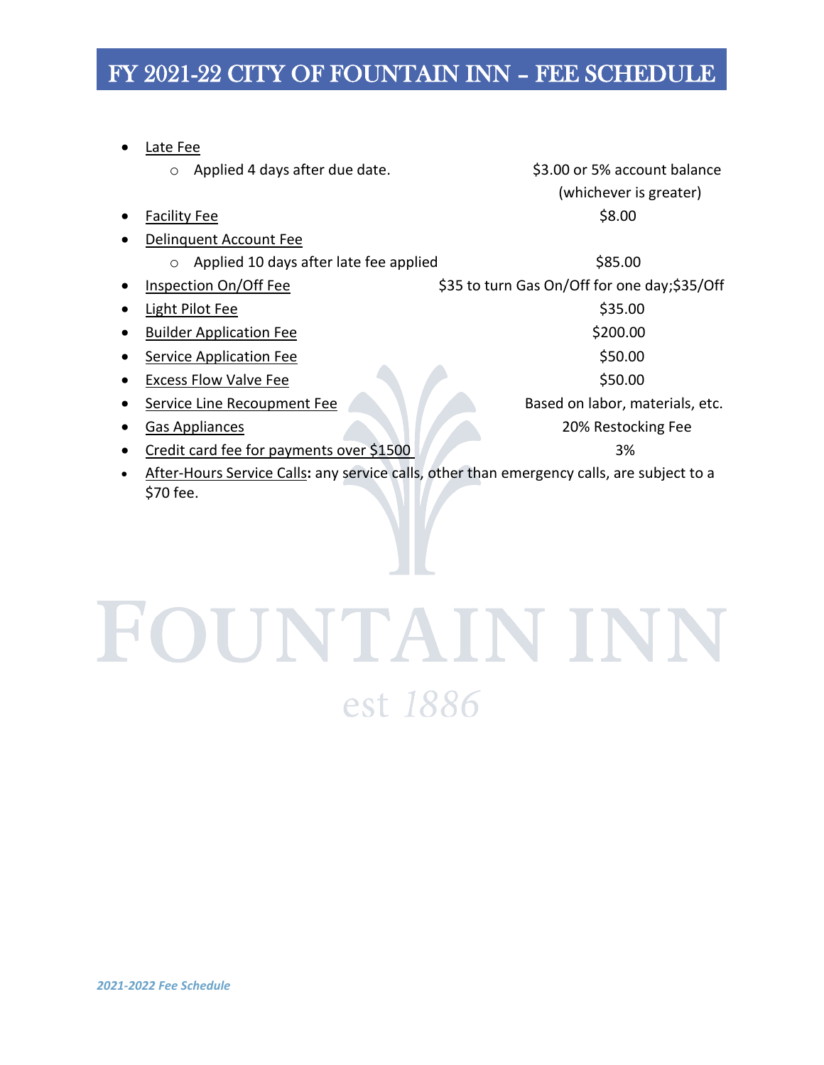# FY 2021-22 CITY OF FOUNTAIN INN – FEE SCHEDULE

- Late Fee
  - Applied 4 days after due date. — $3.00 or 5% account balance (whichever is greater)
- Facility Fee — $8.00
- Delinquent Account Fee
  - Applied 10 days after late fee applied — $85.00
- Inspection On/Off Fee — $35 to turn Gas On/Off for one day;$35/Off
- Light Pilot Fee — $35.00
- Builder Application Fee — $200.00
- Service Application Fee — $50.00
- Excess Flow Valve Fee — $50.00
- Service Line Recoupment Fee — Based on labor, materials, etc.
- Gas Appliances — 20% Restocking Fee
- Credit card fee for payments over $1500 — 3%
- After-Hours Service Calls**:** any service calls, other than emergency calls, are subject to a $70 fee.